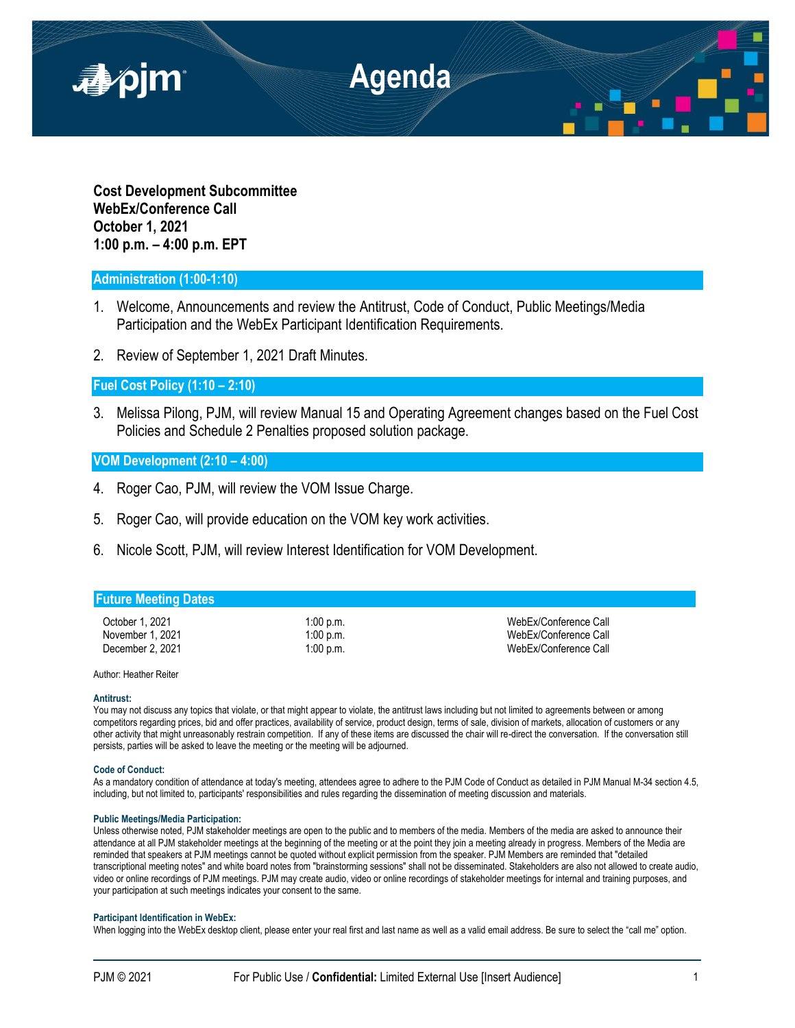# Agenda

**Cost Development Subcommittee**
**WebEx/Conference Call**
**October 1, 2021**
**1:00 p.m. – 4:00 p.m. EPT**

## Administration (1:00-1:10)

1. Welcome, Announcements and review the Antitrust, Code of Conduct, Public Meetings/Media Participation and the WebEx Participant Identification Requirements.
2. Review of September 1, 2021 Draft Minutes.

## Fuel Cost Policy (1:10 – 2:10)

3. Melissa Pilong, PJM, will review Manual 15 and Operating Agreement changes based on the Fuel Cost Policies and Schedule 2 Penalties proposed solution package.

## VOM Development (2:10 – 4:00)

4. Roger Cao, PJM, will review the VOM Issue Charge.
5. Roger Cao, will provide education on the VOM key work activities.
6. Nicole Scott, PJM, will review Interest Identification for VOM Development.

## Future Meeting Dates

| | | |
|---|---|---|
| October 1, 2021 | 1:00 p.m. | WebEx/Conference Call |
| November 1, 2021 | 1:00 p.m. | WebEx/Conference Call |
| December 2, 2021 | 1:00 p.m. | WebEx/Conference Call |

Author: Heather Reiter

**Antitrust:**
You may not discuss any topics that violate, or that might appear to violate, the antitrust laws including but not limited to agreements between or among competitors regarding prices, bid and offer practices, availability of service, product design, terms of sale, division of markets, allocation of customers or any other activity that might unreasonably restrain competition. If any of these items are discussed the chair will re-direct the conversation. If the conversation still persists, parties will be asked to leave the meeting or the meeting will be adjourned.

**Code of Conduct:**
As a mandatory condition of attendance at today's meeting, attendees agree to adhere to the PJM Code of Conduct as detailed in PJM Manual M-34 section 4.5, including, but not limited to, participants' responsibilities and rules regarding the dissemination of meeting discussion and materials.

**Public Meetings/Media Participation:**
Unless otherwise noted, PJM stakeholder meetings are open to the public and to members of the media. Members of the media are asked to announce their attendance at all PJM stakeholder meetings at the beginning of the meeting or at the point they join a meeting already in progress. Members of the Media are reminded that speakers at PJM meetings cannot be quoted without explicit permission from the speaker. PJM Members are reminded that "detailed transcriptional meeting notes" and white board notes from "brainstorming sessions" shall not be disseminated. Stakeholders are also not allowed to create audio, video or online recordings of PJM meetings. PJM may create audio, video or online recordings of stakeholder meetings for internal and training purposes, and your participation at such meetings indicates your consent to the same.

**Participant Identification in WebEx:**
When logging into the WebEx desktop client, please enter your real first and last name as well as a valid email address. Be sure to select the "call me" option.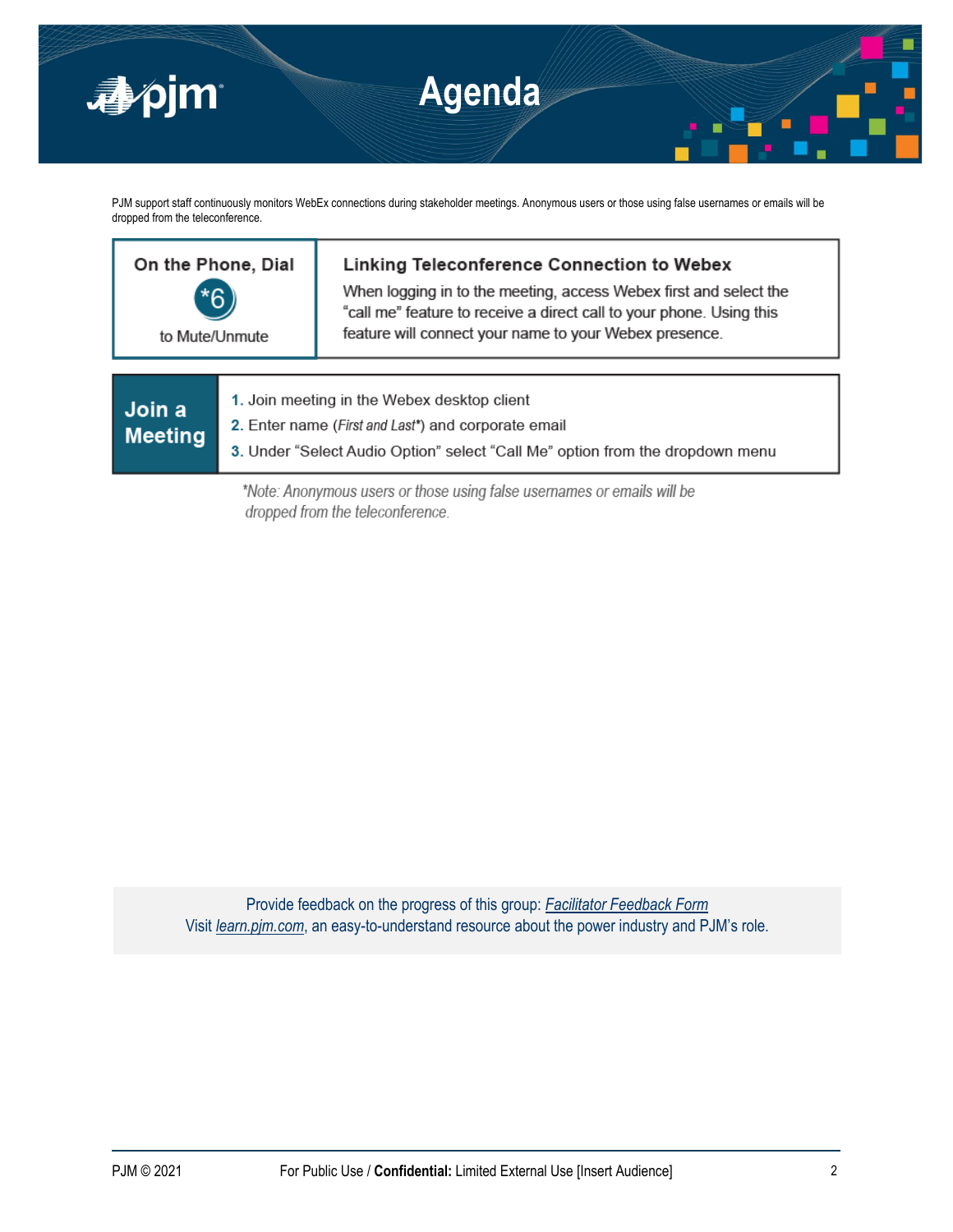# Agenda

PJM support staff continuously monitors WebEx connections during stakeholder meetings. Anonymous users or those using false usernames or emails will be dropped from the teleconference.

| On the Phone, Dial | Linking Teleconference Connection to Webex |
| --- | --- |
| *6 to Mute/Unmute | When logging in to the meeting, access Webex first and select the "call me" feature to receive a direct call to your phone. Using this feature will connect your name to your Webex presence. |

**Join a Meeting**

1. Join meeting in the Webex desktop client
2. Enter name (*First and Last**) and corporate email
3. Under "Select Audio Option" select "Call Me" option from the dropdown menu

**Note: Anonymous users or those using false usernames or emails will be dropped from the teleconference.*

Provide feedback on the progress of this group: *Facilitator Feedback Form*
Visit *learn.pjm.com*, an easy-to-understand resource about the power industry and PJM's role.